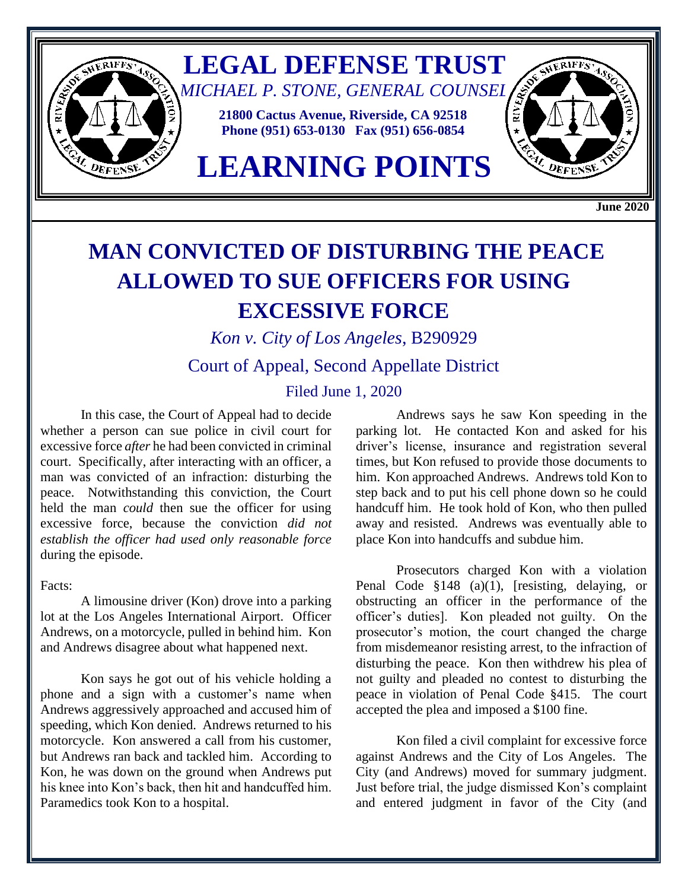# LEGAL DEFENSE TRUST

*MICHAEL P. STONE, GENERAL COUNSEL*

**21800 Cactus Avenue, Riverside, CA 92518**
**Phone (951) 653-0130 Fax (951) 656-0854**

# LEARNING POINTS

**June 2020**

# MAN CONVICTED OF DISTURBING THE PEACE ALLOWED TO SUE OFFICERS FOR USING EXCESSIVE FORCE

*Kon v. City of Los Angeles*, B290929

Court of Appeal, Second Appellate District

Filed June 1, 2020

In this case, the Court of Appeal had to decide whether a person can sue police in civil court for excessive force *after* he had been convicted in criminal court. Specifically, after interacting with an officer, a man was convicted of an infraction: disturbing the peace. Notwithstanding this conviction, the Court held the man *could* then sue the officer for using excessive force, because the conviction *did not establish the officer had used only reasonable force* during the episode.

Facts:

A limousine driver (Kon) drove into a parking lot at the Los Angeles International Airport. Officer Andrews, on a motorcycle, pulled in behind him. Kon and Andrews disagree about what happened next.

Kon says he got out of his vehicle holding a phone and a sign with a customer's name when Andrews aggressively approached and accused him of speeding, which Kon denied. Andrews returned to his motorcycle. Kon answered a call from his customer, but Andrews ran back and tackled him. According to Kon, he was down on the ground when Andrews put his knee into Kon's back, then hit and handcuffed him. Paramedics took Kon to a hospital.

Andrews says he saw Kon speeding in the parking lot. He contacted Kon and asked for his driver's license, insurance and registration several times, but Kon refused to provide those documents to him. Kon approached Andrews. Andrews told Kon to step back and to put his cell phone down so he could handcuff him. He took hold of Kon, who then pulled away and resisted. Andrews was eventually able to place Kon into handcuffs and subdue him.

Prosecutors charged Kon with a violation Penal Code §148 (a)(1), [resisting, delaying, or obstructing an officer in the performance of the officer's duties]. Kon pleaded not guilty. On the prosecutor's motion, the court changed the charge from misdemeanor resisting arrest, to the infraction of disturbing the peace. Kon then withdrew his plea of not guilty and pleaded no contest to disturbing the peace in violation of Penal Code §415. The court accepted the plea and imposed a $100 fine.

Kon filed a civil complaint for excessive force against Andrews and the City of Los Angeles. The City (and Andrews) moved for summary judgment. Just before trial, the judge dismissed Kon's complaint and entered judgment in favor of the City (and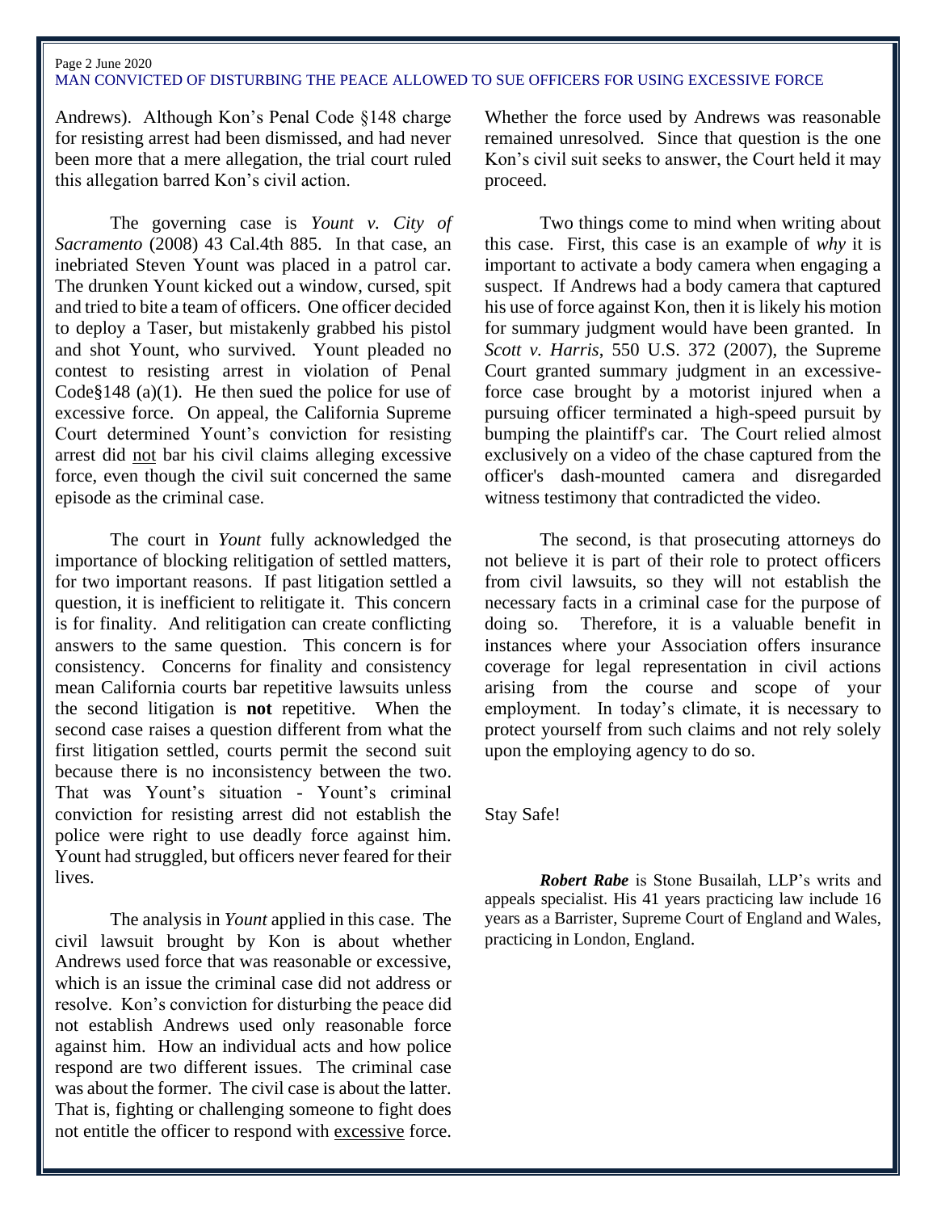Andrews). Although Kon's Penal Code §148 charge for resisting arrest had been dismissed, and had never been more that a mere allegation, the trial court ruled this allegation barred Kon's civil action.

The governing case is *Yount v. City of Sacramento* (2008) 43 Cal.4th 885. In that case, an inebriated Steven Yount was placed in a patrol car. The drunken Yount kicked out a window, cursed, spit and tried to bite a team of officers. One officer decided to deploy a Taser, but mistakenly grabbed his pistol and shot Yount, who survived. Yount pleaded no contest to resisting arrest in violation of Penal Code§148 (a)(1). He then sued the police for use of excessive force. On appeal, the California Supreme Court determined Yount's conviction for resisting arrest did not bar his civil claims alleging excessive force, even though the civil suit concerned the same episode as the criminal case.

The court in *Yount* fully acknowledged the importance of blocking relitigation of settled matters, for two important reasons. If past litigation settled a question, it is inefficient to relitigate it. This concern is for finality. And relitigation can create conflicting answers to the same question. This concern is for consistency. Concerns for finality and consistency mean California courts bar repetitive lawsuits unless the second litigation is **not** repetitive. When the second case raises a question different from what the first litigation settled, courts permit the second suit because there is no inconsistency between the two. That was Yount's situation - Yount's criminal conviction for resisting arrest did not establish the police were right to use deadly force against him. Yount had struggled, but officers never feared for their lives.

The analysis in *Yount* applied in this case. The civil lawsuit brought by Kon is about whether Andrews used force that was reasonable or excessive, which is an issue the criminal case did not address or resolve. Kon's conviction for disturbing the peace did not establish Andrews used only reasonable force against him. How an individual acts and how police respond are two different issues. The criminal case was about the former. The civil case is about the latter. That is, fighting or challenging someone to fight does not entitle the officer to respond with excessive force. Whether the force used by Andrews was reasonable remained unresolved. Since that question is the one Kon's civil suit seeks to answer, the Court held it may proceed.

Two things come to mind when writing about this case. First, this case is an example of *why* it is important to activate a body camera when engaging a suspect. If Andrews had a body camera that captured his use of force against Kon, then it is likely his motion for summary judgment would have been granted. In *Scott v. Harris*, 550 U.S. 372 (2007), the Supreme Court granted summary judgment in an excessive-force case brought by a motorist injured when a pursuing officer terminated a high-speed pursuit by bumping the plaintiff's car. The Court relied almost exclusively on a video of the chase captured from the officer's dash-mounted camera and disregarded witness testimony that contradicted the video.

The second, is that prosecuting attorneys do not believe it is part of their role to protect officers from civil lawsuits, so they will not establish the necessary facts in a criminal case for the purpose of doing so. Therefore, it is a valuable benefit in instances where your Association offers insurance coverage for legal representation in civil actions arising from the course and scope of your employment. In today's climate, it is necessary to protect yourself from such claims and not rely solely upon the employing agency to do so.

Stay Safe!

***Robert Rabe*** is Stone Busailah, LLP's writs and appeals specialist. His 41 years practicing law include 16 years as a Barrister, Supreme Court of England and Wales, practicing in London, England.